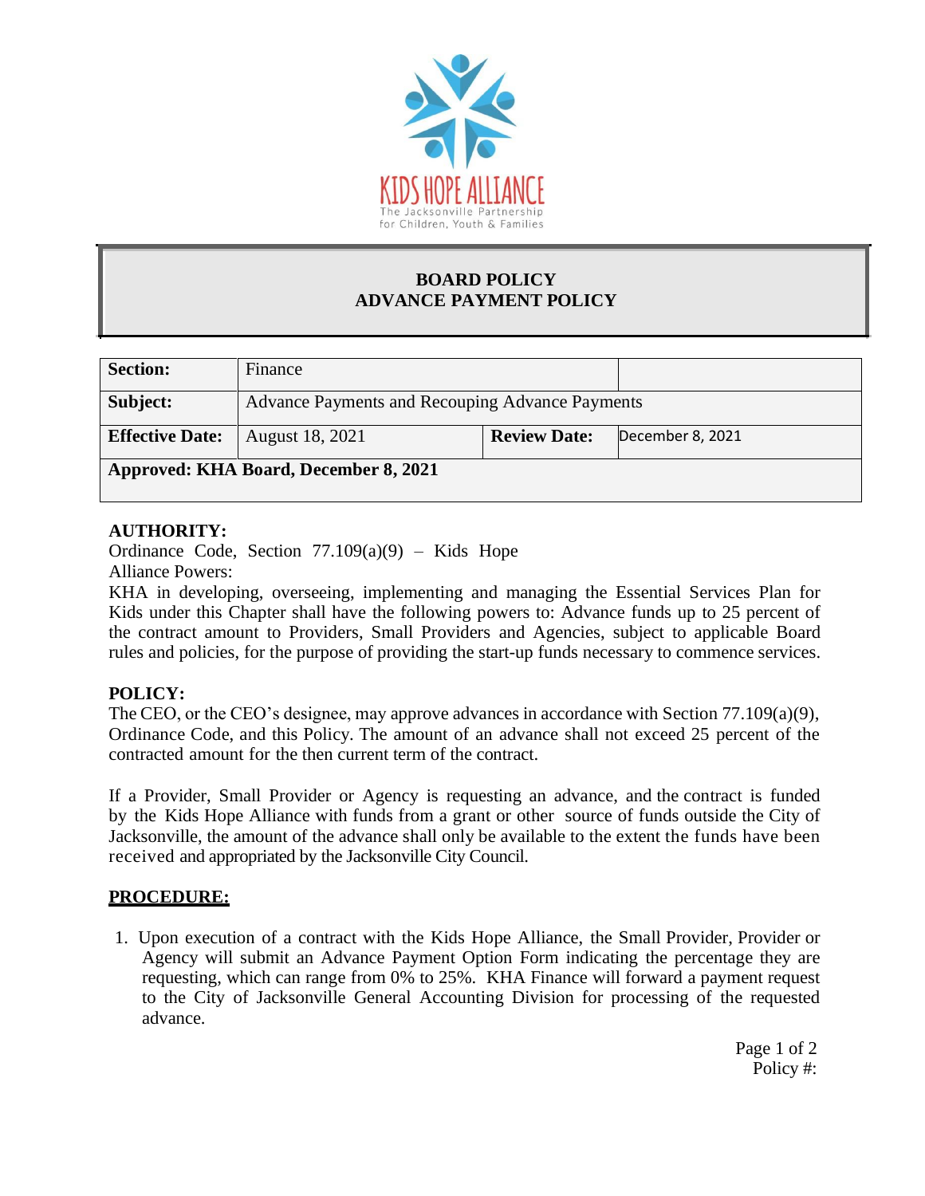KIDS HOPE ALLIANCE
The Jacksonville Partnership for Children, Youth & Families

# BOARD POLICY
# ADVANCE PAYMENT POLICY

| **Section:** | Finance | | |
|---|---|---|---|
| **Subject:** | Advance Payments and Recouping Advance Payments | | |
| **Effective Date:** | August 18, 2021 | **Review Date:** | December 8, 2021 |
| **Approved: KHA Board, December 8, 2021** | | | |

**AUTHORITY:**

Ordinance Code, Section 77.109(a)(9) – Kids Hope Alliance Powers:

KHA in developing, overseeing, implementing and managing the Essential Services Plan for Kids under this Chapter shall have the following powers to: Advance funds up to 25 percent of the contract amount to Providers, Small Providers and Agencies, subject to applicable Board rules and policies, for the purpose of providing the start-up funds necessary to commence services.

**POLICY:**

The CEO, or the CEO's designee, may approve advances in accordance with Section 77.109(a)(9), Ordinance Code, and this Policy. The amount of an advance shall not exceed 25 percent of the contracted amount for the then current term of the contract.

If a Provider, Small Provider or Agency is requesting an advance, and the contract is funded by the Kids Hope Alliance with funds from a grant or other source of funds outside the City of Jacksonville, the amount of the advance shall only be available to the extent the funds have been received and appropriated by the Jacksonville City Council.

**PROCEDURE:**

1. Upon execution of a contract with the Kids Hope Alliance, the Small Provider, Provider or Agency will submit an Advance Payment Option Form indicating the percentage they are requesting, which can range from 0% to 25%. KHA Finance will forward a payment request to the City of Jacksonville General Accounting Division for processing of the requested advance.

Policy #: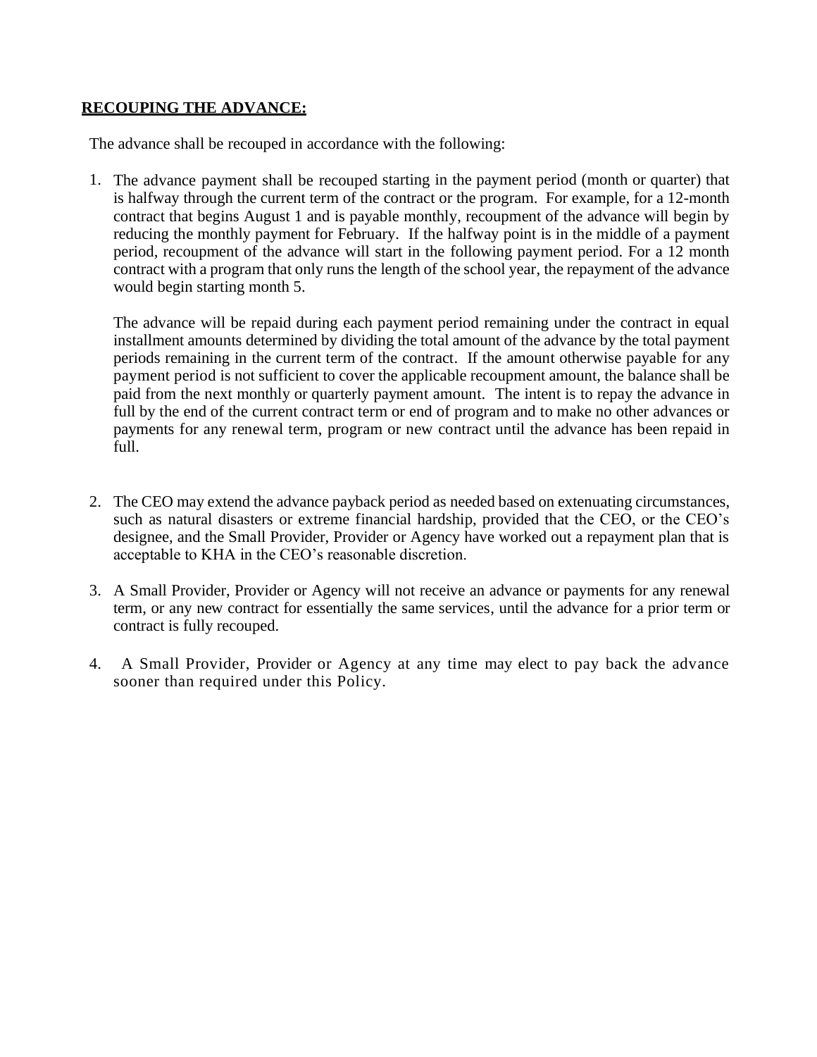**RECOUPING THE ADVANCE:**

The advance shall be recouped in accordance with the following:

1. The advance payment shall be recouped starting in the payment period (month or quarter) that is halfway through the current term of the contract or the program. For example, for a 12-month contract that begins August 1 and is payable monthly, recoupment of the advance will begin by reducing the monthly payment for February. If the halfway point is in the middle of a payment period, recoupment of the advance will start in the following payment period. For a 12 month contract with a program that only runs the length of the school year, the repayment of the advance would begin starting month 5.

   The advance will be repaid during each payment period remaining under the contract in equal installment amounts determined by dividing the total amount of the advance by the total payment periods remaining in the current term of the contract. If the amount otherwise payable for any payment period is not sufficient to cover the applicable recoupment amount, the balance shall be paid from the next monthly or quarterly payment amount. The intent is to repay the advance in full by the end of the current contract term or end of program and to make no other advances or payments for any renewal term, program or new contract until the advance has been repaid in full.

2. The CEO may extend the advance payback period as needed based on extenuating circumstances, such as natural disasters or extreme financial hardship, provided that the CEO, or the CEO's designee, and the Small Provider, Provider or Agency have worked out a repayment plan that is acceptable to KHA in the CEO's reasonable discretion.

3. A Small Provider, Provider or Agency will not receive an advance or payments for any renewal term, or any new contract for essentially the same services, until the advance for a prior term or contract is fully recouped.

4. A Small Provider, Provider or Agency at any time may elect to pay back the advance sooner than required under this Policy.